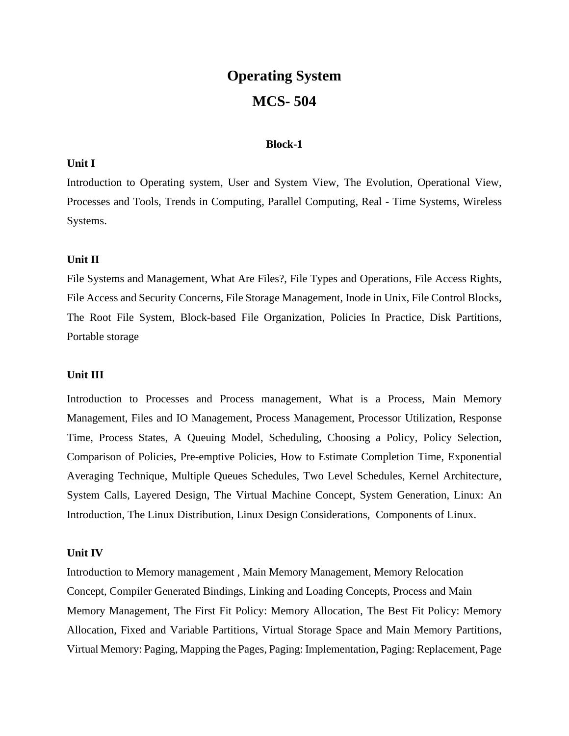# Operating System

# MCS- 504

### Block-1

**Unit I**

Introduction to Operating system, User and System View, The Evolution, Operational View, Processes and Tools, Trends in Computing, Parallel Computing, Real - Time Systems, Wireless Systems.

**Unit II**

File Systems and Management, What Are Files?, File Types and Operations, File Access Rights, File Access and Security Concerns, File Storage Management, Inode in Unix, File Control Blocks, The Root File System, Block-based File Organization, Policies In Practice, Disk Partitions, Portable storage

**Unit III**

Introduction to Processes and Process management, What is a Process, Main Memory Management, Files and IO Management, Process Management, Processor Utilization, Response Time, Process States, A Queuing Model, Scheduling, Choosing a Policy, Policy Selection, Comparison of Policies, Pre-emptive Policies, How to Estimate Completion Time, Exponential Averaging Technique, Multiple Queues Schedules, Two Level Schedules, Kernel Architecture, System Calls, Layered Design, The Virtual Machine Concept, System Generation, Linux: An Introduction, The Linux Distribution, Linux Design Considerations, Components of Linux.

**Unit IV**

Introduction to Memory management , Main Memory Management, Memory Relocation Concept, Compiler Generated Bindings, Linking and Loading Concepts, Process and Main Memory Management, The First Fit Policy: Memory Allocation, The Best Fit Policy: Memory Allocation, Fixed and Variable Partitions, Virtual Storage Space and Main Memory Partitions, Virtual Memory: Paging, Mapping the Pages, Paging: Implementation, Paging: Replacement, Page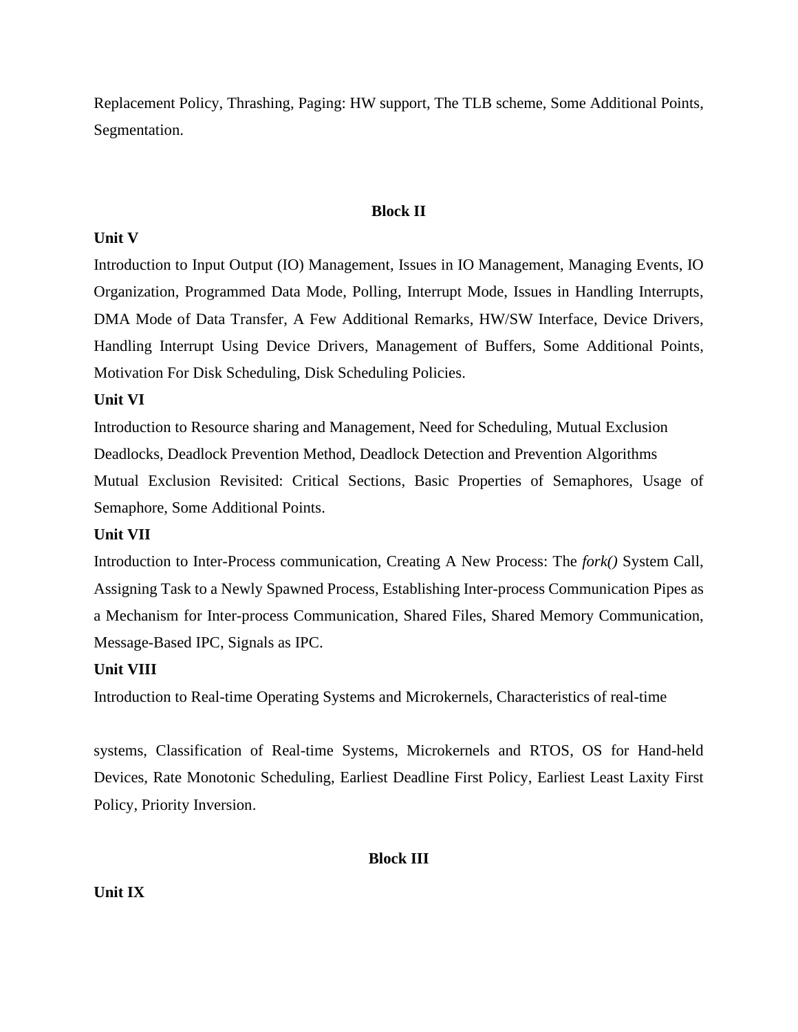Replacement Policy, Thrashing, Paging: HW support, The TLB scheme, Some Additional Points, Segmentation.

## Block II

**Unit V**

Introduction to Input Output (IO) Management, Issues in IO Management, Managing Events, IO Organization, Programmed Data Mode, Polling, Interrupt Mode, Issues in Handling Interrupts, DMA Mode of Data Transfer, A Few Additional Remarks, HW/SW Interface, Device Drivers, Handling Interrupt Using Device Drivers, Management of Buffers, Some Additional Points, Motivation For Disk Scheduling, Disk Scheduling Policies.

**Unit VI**

Introduction to Resource sharing and Management, Need for Scheduling, Mutual Exclusion Deadlocks, Deadlock Prevention Method, Deadlock Detection and Prevention Algorithms Mutual Exclusion Revisited: Critical Sections, Basic Properties of Semaphores, Usage of Semaphore, Some Additional Points.

**Unit VII**

Introduction to Inter-Process communication, Creating A New Process: The *fork()* System Call, Assigning Task to a Newly Spawned Process, Establishing Inter-process Communication Pipes as a Mechanism for Inter-process Communication, Shared Files, Shared Memory Communication, Message-Based IPC, Signals as IPC.

**Unit VIII**

Introduction to Real-time Operating Systems and Microkernels, Characteristics of real-time systems, Classification of Real-time Systems, Microkernels and RTOS, OS for Hand-held Devices, Rate Monotonic Scheduling, Earliest Deadline First Policy, Earliest Least Laxity First Policy, Priority Inversion.

## Block III

**Unit IX**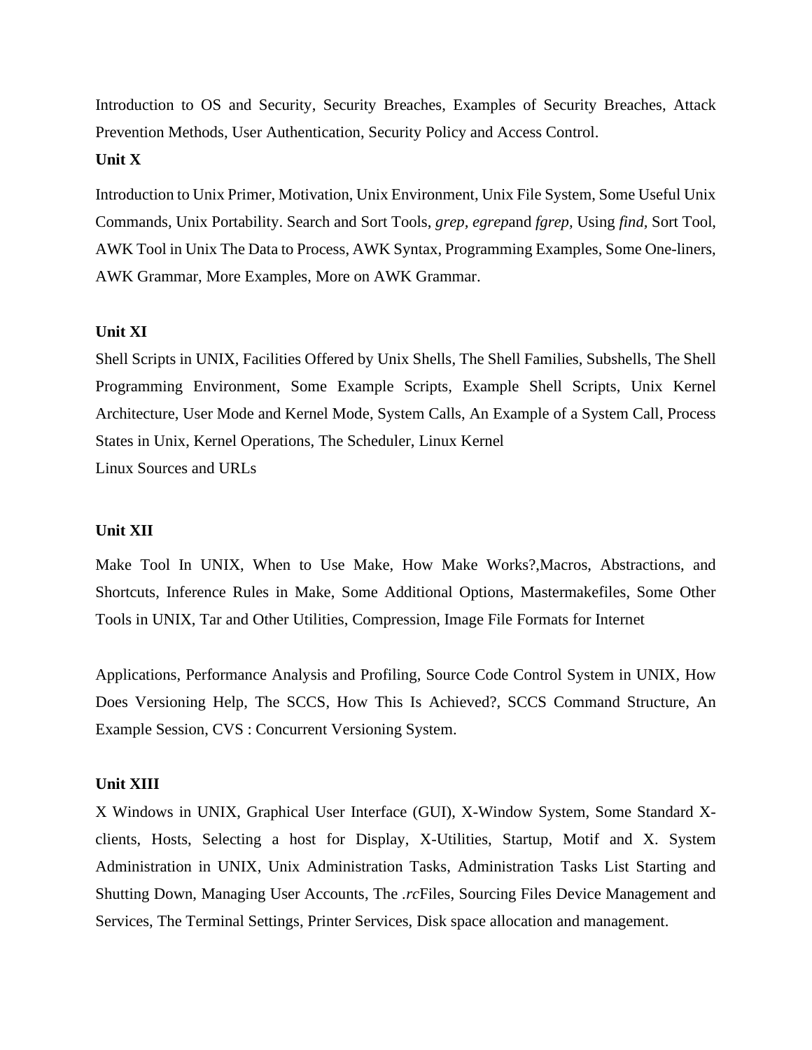Introduction to OS and Security, Security Breaches, Examples of Security Breaches, Attack Prevention Methods, User Authentication, Security Policy and Access Control.

**Unit X**

Introduction to Unix Primer, Motivation, Unix Environment, Unix File System, Some Useful Unix Commands, Unix Portability. Search and Sort Tools, *grep, egrep*and *fgrep,* Using *find,* Sort Tool, AWK Tool in Unix The Data to Process, AWK Syntax, Programming Examples, Some One-liners, AWK Grammar, More Examples, More on AWK Grammar.

**Unit XI**

Shell Scripts in UNIX, Facilities Offered by Unix Shells, The Shell Families, Subshells, The Shell Programming Environment, Some Example Scripts, Example Shell Scripts, Unix Kernel Architecture, User Mode and Kernel Mode, System Calls, An Example of a System Call, Process States in Unix, Kernel Operations, The Scheduler, Linux Kernel
Linux Sources and URLs

**Unit XII**

Make Tool In UNIX, When to Use Make, How Make Works?,Macros, Abstractions, and Shortcuts, Inference Rules in Make, Some Additional Options, Mastermakefiles, Some Other Tools in UNIX, Tar and Other Utilities, Compression, Image File Formats for Internet

Applications, Performance Analysis and Profiling, Source Code Control System in UNIX, How Does Versioning Help, The SCCS, How This Is Achieved?, SCCS Command Structure, An Example Session, CVS : Concurrent Versioning System.

**Unit XIII**

X Windows in UNIX, Graphical User Interface (GUI), X-Window System, Some Standard X-clients, Hosts, Selecting a host for Display, X-Utilities, Startup, Motif and X. System Administration in UNIX, Unix Administration Tasks, Administration Tasks List Starting and Shutting Down, Managing User Accounts, The *.rc*Files, Sourcing Files Device Management and Services, The Terminal Settings, Printer Services, Disk space allocation and management.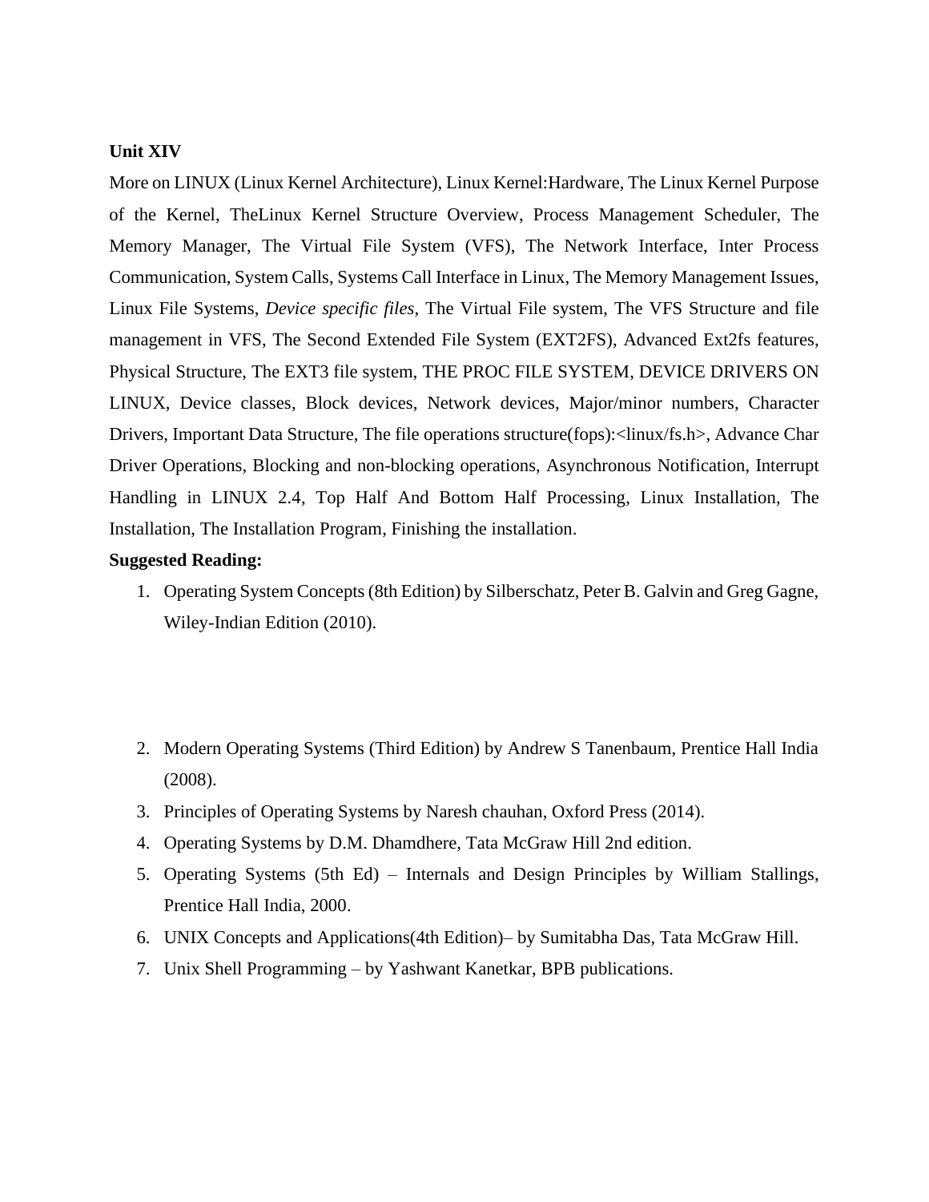**Unit XIV**

More on LINUX (Linux Kernel Architecture), Linux Kernel:Hardware, The Linux Kernel Purpose of the Kernel, TheLinux Kernel Structure Overview, Process Management Scheduler, The Memory Manager, The Virtual File System (VFS), The Network Interface, Inter Process Communication, System Calls, Systems Call Interface in Linux, The Memory Management Issues, Linux File Systems, *Device specific files,* The Virtual File system, The VFS Structure and file management in VFS, The Second Extended File System (EXT2FS), Advanced Ext2fs features, Physical Structure, The EXT3 file system, THE PROC FILE SYSTEM, DEVICE DRIVERS ON LINUX, Device classes, Block devices, Network devices, Major/minor numbers, Character Drivers, Important Data Structure, The file operations structure(fops):<linux/fs.h>, Advance Char Driver Operations, Blocking and non-blocking operations, Asynchronous Notification, Interrupt Handling in LINUX 2.4, Top Half And Bottom Half Processing, Linux Installation, The Installation, The Installation Program, Finishing the installation.

**Suggested Reading:**

1. Operating System Concepts (8th Edition) by Silberschatz, Peter B. Galvin and Greg Gagne, Wiley-Indian Edition (2010).
2. Modern Operating Systems (Third Edition) by Andrew S Tanenbaum, Prentice Hall India (2008).
3. Principles of Operating Systems by Naresh chauhan, Oxford Press (2014).
4. Operating Systems by D.M. Dhamdhere, Tata McGraw Hill 2nd edition.
5. Operating Systems (5th Ed) – Internals and Design Principles by William Stallings, Prentice Hall India, 2000.
6. UNIX Concepts and Applications(4th Edition)– by Sumitabha Das, Tata McGraw Hill.
7. Unix Shell Programming – by Yashwant Kanetkar, BPB publications.